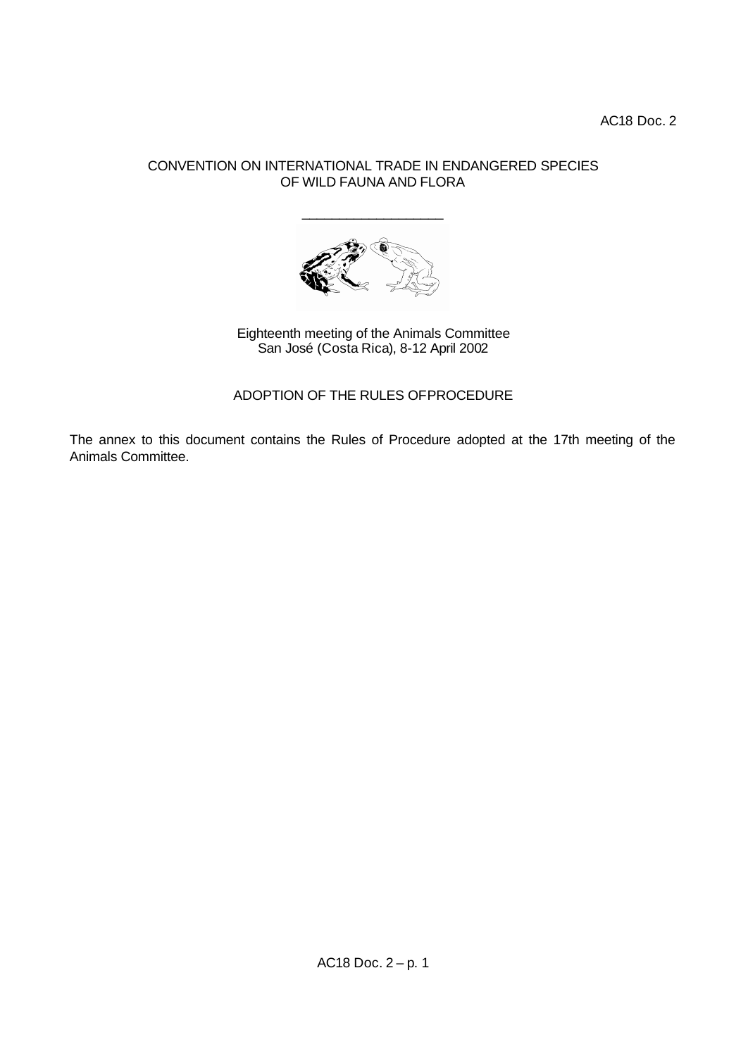AC18 Doc. 2

CONVENTION ON INTERNATIONAL TRADE IN ENDANGERED SPECIES
OF WILD FAUNA AND FLORA

\_\_\_\_\_\_\_\_\_\_\_\_\_\_\_\_\_\_\_\_

Eighteenth meeting of the Animals Committee
San José (Costa Rica), 8-12 April 2002

ADOPTION OF THE RULES OFPROCEDURE

The annex to this document contains the Rules of Procedure adopted at the 17th meeting of the Animals Committee.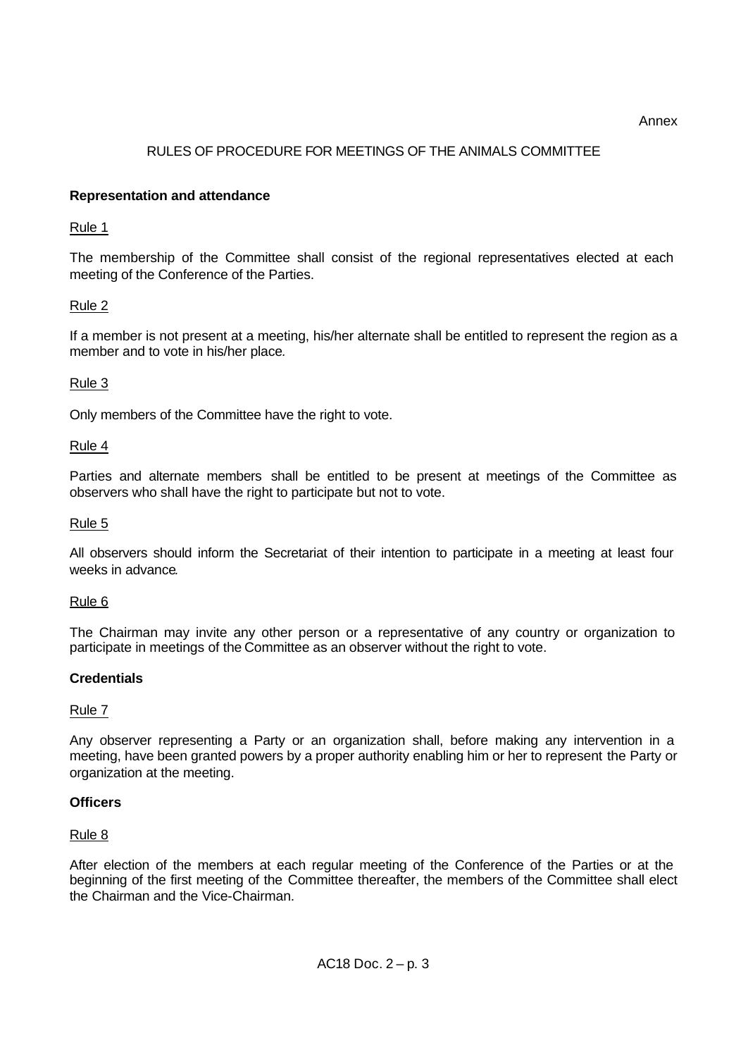Annex

# RULES OF PROCEDURE FOR MEETINGS OF THE ANIMALS COMMITTEE

## Representation and attendance

Rule 1

The membership of the Committee shall consist of the regional representatives elected at each meeting of the Conference of the Parties.

Rule 2

If a member is not present at a meeting, his/her alternate shall be entitled to represent the region as a member and to vote in his/her place.

Rule 3

Only members of the Committee have the right to vote.

Rule 4

Parties and alternate members shall be entitled to be present at meetings of the Committee as observers who shall have the right to participate but not to vote.

Rule 5

All observers should inform the Secretariat of their intention to participate in a meeting at least four weeks in advance.

Rule 6

The Chairman may invite any other person or a representative of any country or organization to participate in meetings of the Committee as an observer without the right to vote.

## Credentials

Rule 7

Any observer representing a Party or an organization shall, before making any intervention in a meeting, have been granted powers by a proper authority enabling him or her to represent the Party or organization at the meeting.

## Officers

Rule 8

After election of the members at each regular meeting of the Conference of the Parties or at the beginning of the first meeting of the Committee thereafter, the members of the Committee shall elect the Chairman and the Vice-Chairman.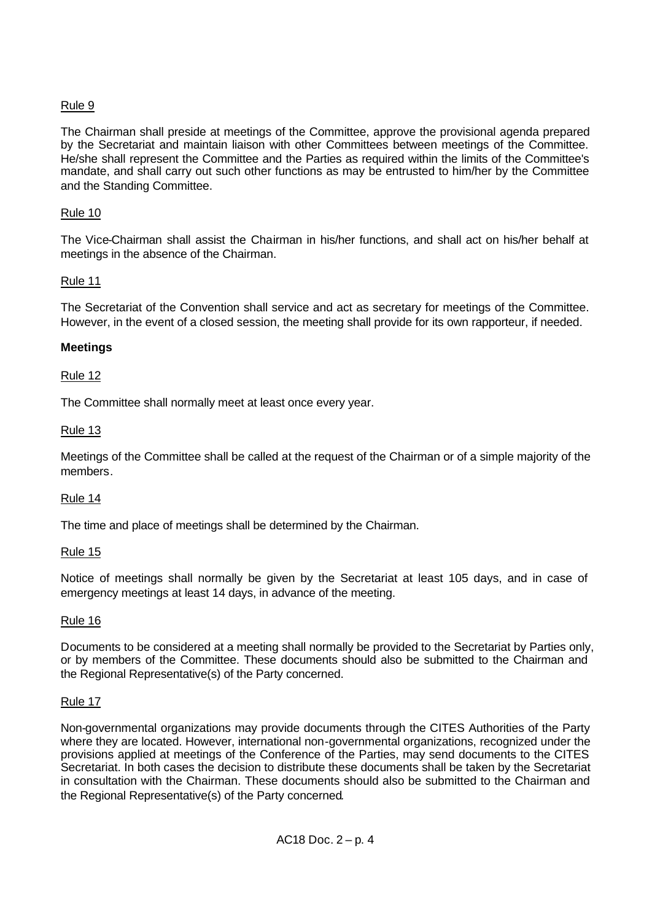Rule 9

The Chairman shall preside at meetings of the Committee, approve the provisional agenda prepared by the Secretariat and maintain liaison with other Committees between meetings of the Committee. He/she shall represent the Committee and the Parties as required within the limits of the Committee's mandate, and shall carry out such other functions as may be entrusted to him/her by the Committee and the Standing Committee.

Rule 10

The Vice-Chairman shall assist the Chairman in his/her functions, and shall act on his/her behalf at meetings in the absence of the Chairman.

Rule 11

The Secretariat of the Convention shall service and act as secretary for meetings of the Committee. However, in the event of a closed session, the meeting shall provide for its own rapporteur, if needed.

**Meetings**

Rule 12

The Committee shall normally meet at least once every year.

Rule 13

Meetings of the Committee shall be called at the request of the Chairman or of a simple majority of the members.

Rule 14

The time and place of meetings shall be determined by the Chairman.

Rule 15

Notice of meetings shall normally be given by the Secretariat at least 105 days, and in case of emergency meetings at least 14 days, in advance of the meeting.

Rule 16

Documents to be considered at a meeting shall normally be provided to the Secretariat by Parties only, or by members of the Committee. These documents should also be submitted to the Chairman and the Regional Representative(s) of the Party concerned.

Rule 17

Non-governmental organizations may provide documents through the CITES Authorities of the Party where they are located. However, international non-governmental organizations, recognized under the provisions applied at meetings of the Conference of the Parties, may send documents to the CITES Secretariat. In both cases the decision to distribute these documents shall be taken by the Secretariat in consultation with the Chairman. These documents should also be submitted to the Chairman and the Regional Representative(s) of the Party concerned.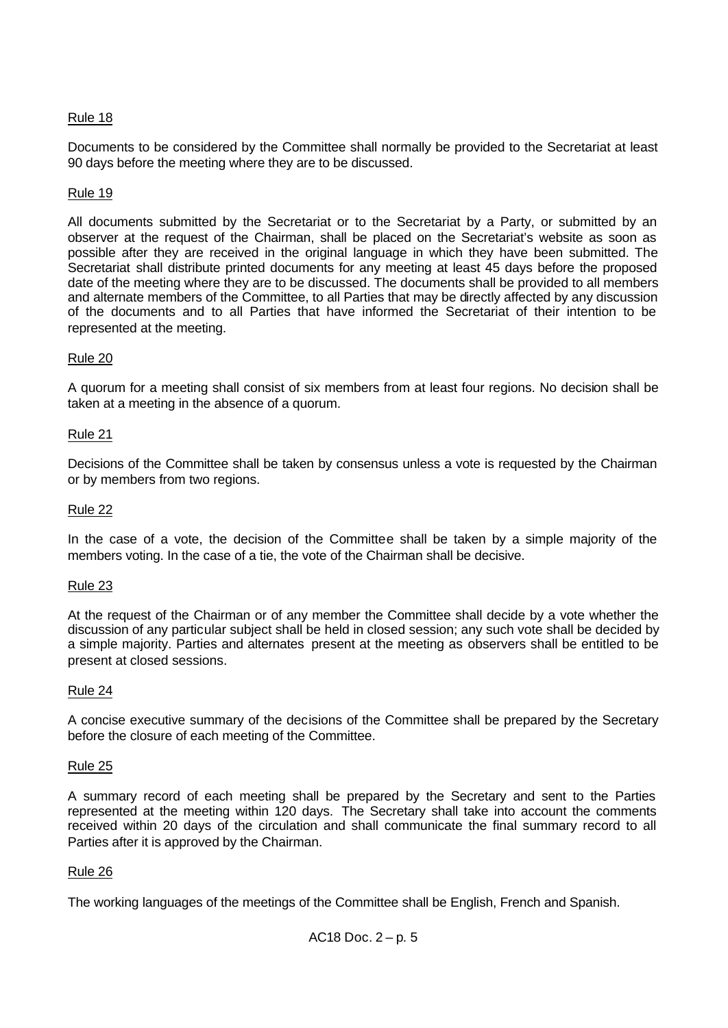Rule 18

Documents to be considered by the Committee shall normally be provided to the Secretariat at least 90 days before the meeting where they are to be discussed.

Rule 19

All documents submitted by the Secretariat or to the Secretariat by a Party, or submitted by an observer at the request of the Chairman, shall be placed on the Secretariat's website as soon as possible after they are received in the original language in which they have been submitted. The Secretariat shall distribute printed documents for any meeting at least 45 days before the proposed date of the meeting where they are to be discussed. The documents shall be provided to all members and alternate members of the Committee, to all Parties that may be directly affected by any discussion of the documents and to all Parties that have informed the Secretariat of their intention to be represented at the meeting.

Rule 20

A quorum for a meeting shall consist of six members from at least four regions. No decision shall be taken at a meeting in the absence of a quorum.

Rule 21

Decisions of the Committee shall be taken by consensus unless a vote is requested by the Chairman or by members from two regions.

Rule 22

In the case of a vote, the decision of the Committee shall be taken by a simple majority of the members voting. In the case of a tie, the vote of the Chairman shall be decisive.

Rule 23

At the request of the Chairman or of any member the Committee shall decide by a vote whether the discussion of any particular subject shall be held in closed session; any such vote shall be decided by a simple majority. Parties and alternates present at the meeting as observers shall be entitled to be present at closed sessions.

Rule 24

A concise executive summary of the decisions of the Committee shall be prepared by the Secretary before the closure of each meeting of the Committee.

Rule 25

A summary record of each meeting shall be prepared by the Secretary and sent to the Parties represented at the meeting within 120 days. The Secretary shall take into account the comments received within 20 days of the circulation and shall communicate the final summary record to all Parties after it is approved by the Chairman.

Rule 26

The working languages of the meetings of the Committee shall be English, French and Spanish.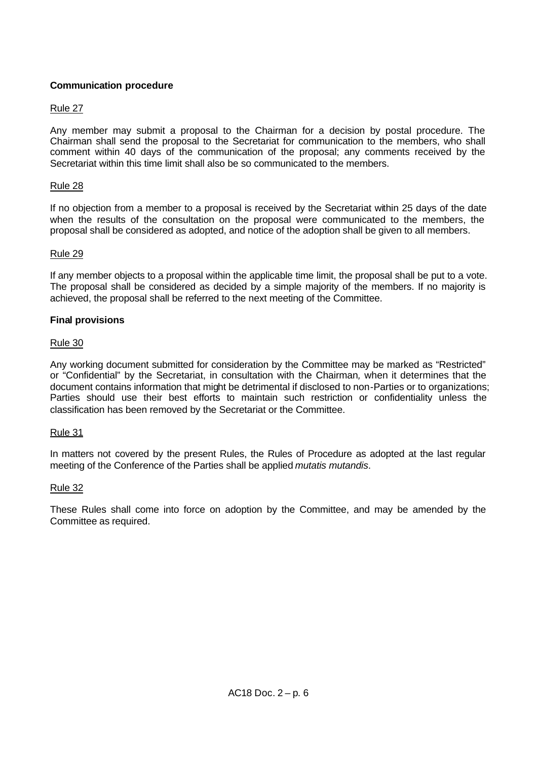**Communication procedure**

Rule 27

Any member may submit a proposal to the Chairman for a decision by postal procedure. The Chairman shall send the proposal to the Secretariat for communication to the members, who shall comment within 40 days of the communication of the proposal; any comments received by the Secretariat within this time limit shall also be so communicated to the members.

Rule 28

If no objection from a member to a proposal is received by the Secretariat within 25 days of the date when the results of the consultation on the proposal were communicated to the members, the proposal shall be considered as adopted, and notice of the adoption shall be given to all members.

Rule 29

If any member objects to a proposal within the applicable time limit, the proposal shall be put to a vote. The proposal shall be considered as decided by a simple majority of the members. If no majority is achieved, the proposal shall be referred to the next meeting of the Committee.

**Final provisions**

Rule 30

Any working document submitted for consideration by the Committee may be marked as "Restricted" or "Confidential" by the Secretariat, in consultation with the Chairman, when it determines that the document contains information that might be detrimental if disclosed to non-Parties or to organizations; Parties should use their best efforts to maintain such restriction or confidentiality unless the classification has been removed by the Secretariat or the Committee.

Rule 31

In matters not covered by the present Rules, the Rules of Procedure as adopted at the last regular meeting of the Conference of the Parties shall be applied *mutatis mutandis*.

Rule 32

These Rules shall come into force on adoption by the Committee, and may be amended by the Committee as required.